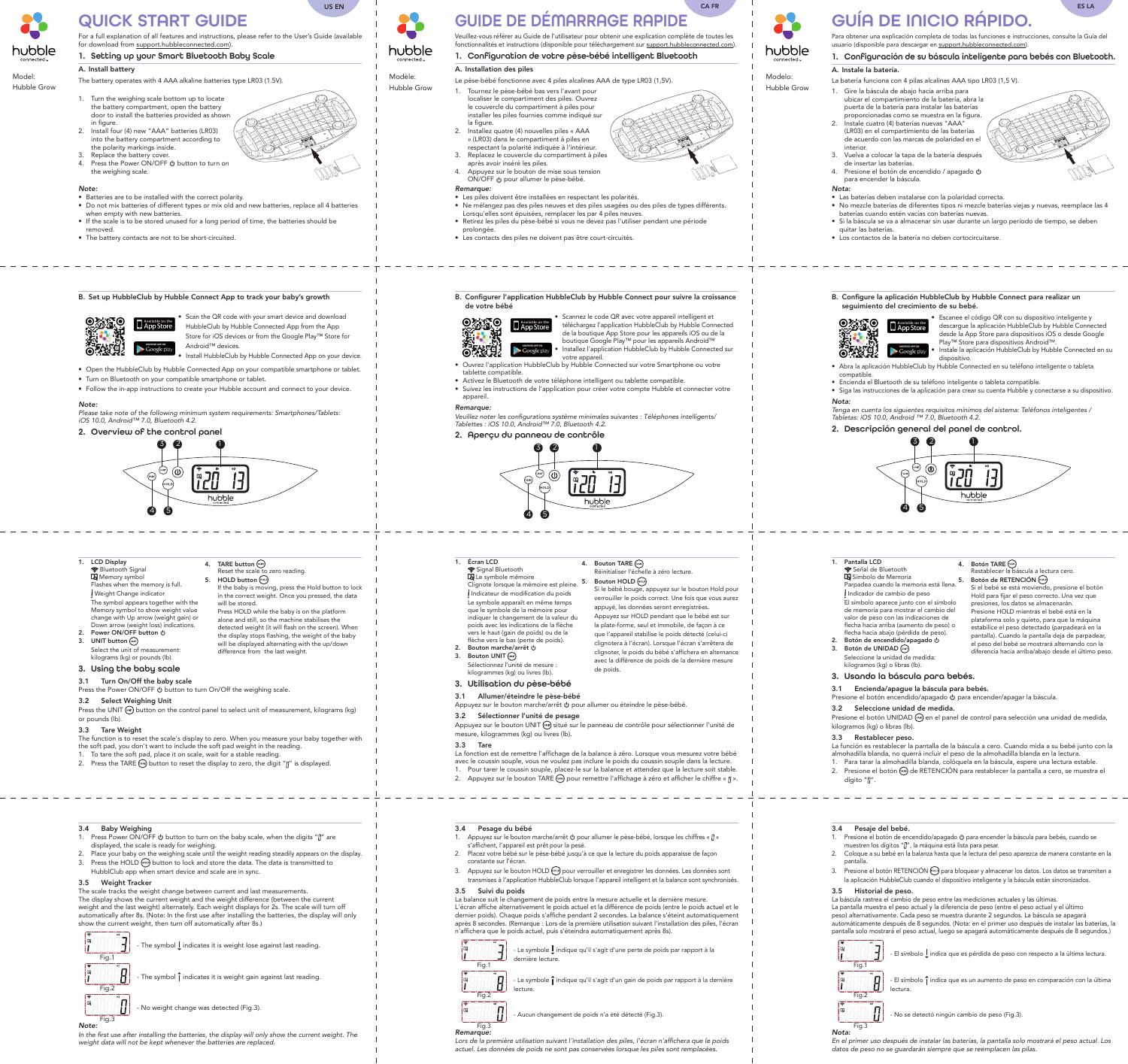# QUICK START GUIDE

US EN

Model:
Hubble Grow

For a full explanation of all features and instructions, please refer to the User's Guide (available for download from support.hubbleconnected.com).

## 1. Setting up your Smart Bluetooth Baby Scale

### A. Install battery

The battery operates with 4 AAA alkaline batteries type LR03 (1.5V).

1. Turn the weighing scale bottom up to locate the battery compartment, open the battery door to install the batteries provided as shown in figure.
2. Install four (4) new "AAA" batteries (LR03) into the battery compartment according to the polarity markings inside.
3. Replace the battery cover.
4. Press the Power ON/OFF ⏻ button to turn on the weighing scale.

***Note:***

- Batteries are to be installed with the correct polarity.
- Do not mix batteries of different types or mix old and new batteries, replace all 4 batteries when empty with new batteries.
- If the scale is to be stored unused for a long period of time, the batteries should be removed.
- The battery contacts are not to be short-circuited.

### B. Set up HubbleClub by Hubble Connect App to track your baby's growth

- Scan the QR code with your smart device and download HubbleClub by Hubble Connected App from the App Store for iOS devices or from the Google Play™ Store for Android™ devices.
- Install HubbleClub by Hubble Connected App on your device.

- Open the HubbleClub by Hubble Connected App on your compatible smartphone or tablet.
- Turn on Bluetooth on your compatible smartphone or tablet.
- Follow the in-app instructions to create your Hubble account and connect to your device.

***Note:***

*Please take note of the following minimum system requirements: Smartphones/Tablets: iOS 10.0, Android™ 7.0, Bluetooth 4.2.*

## 2. Overview of the control panel

1. **LCD Display**
   Bluetooth Signal
   Memory symbol
   Flashes when the memory is full.
   Weight Change indicator
   The symbol appears together with the Memory symbol to show weight value change with Up arrow (weight gain) or Down arrow (weight loss) indications.
2. **Power ON/OFF button** ⏻
3. **UNIT button**
   Select the unit of measurement: kilograms (kg) or pounds (lb).
4. **TARE button**
   Reset the scale to zero reading.
5. **HOLD button**
   If the baby is moving, press the Hold button to lock in the correct weight. Once you pressed, the data will be stored.
   Press HOLD while the baby is on the platform alone and still, so the machine stabilises the detected weight (it will flash on the screen). When the display stops flashing, the weight of the baby will be displayed alternating with the up/down difference from the last weight.

## 3. Using the baby scale

### 3.1 Turn On/Off the baby scale

Press the Power ON/OFF ⏻ button to turn On/Off the weighing scale.

### 3.2 Select Weighing Unit

Press the UNIT button on the control panel to select unit of measurement, kilograms (kg) or pounds (lb).

### 3.3 Tare Weight

The function is to reset the scale's display to zero. When you measure your baby together with the soft pad, you don't want to include the soft pad weight in the reading.

1. To tare the soft pad, place it on scale, wait for a stable reading.
2. Press the TARE button to reset the display to zero, the digit "0" is displayed.

### 3.4 Baby Weighing

1. Press Power ON/OFF ⏻ button to turn on the baby scale, when the digits "0" are displayed, the scale is ready for weighing.
2. Place your baby on the weighing scale until the weight reading steadily appears on the display.
3. Press the HOLD button to lock and store the data. The data is transmitted to HubblClub app when smart device and scale are in sync.

### 3.5 Weight Tracker

The scale tracks the weight change between current and last measurements.
The display shows the current weight and the weight difference (between the current weight and the last weight) alternately. Each weight displays for 2s. The scale will turn off automatically after 8s. (Note: In the first use after installing the batteries, the display will only show the current weight, then turn off automatically after 8s.)

Fig.1 - The symbol ↓ indicates it is weight lose against last reading.

Fig.2 - The symbol ↑ indicates it is weight gain against last reading.

Fig.3 - No weight change was detected (Fig.3).

***Note:***

*In the first use after installing the batteries, the display will only show the current weight. The weight data will not be kept whenever the batteries are replaced.*

---

# GUIDE DE DÉMARRAGE RAPIDE

CA FR

Modèle:
Hubble Grow

Veuillez-vous référer au Guide de l'utilisateur pour obtenir une explication complète de toutes les fonctionnalités et instructions (disponible pour téléchargement sur support.hubbleconnected.com).

## 1. Configuration de votre pèse-bébé intelligent Bluetooth

### A. Installation des piles

Le pèse-bébé fonctionne avec 4 piles alcalines AAA de type LR03 (1,5V).

1. Tournez le pèse-bébé bas vers l'avant pour localiser le compartiment des piles. Ouvrez le couvercle du compartiment à piles pour installer les piles fournies comme indiqué sur la figure.
2. Installez quatre (4) nouvelles piles « AAA » (LR03) dans le compartiment à piles en respectant la polarité indiquée à l'intérieur.
3. Replacez le couvercle du compartiment à piles après avoir inséré les piles.
4. Appuyez sur le bouton de mise sous tension ON/OFF ⏻ pour allumer le pèse-bébé.

***Remarque:***

- Les piles doivent être installées en respectant les polarités.
- Ne mélangez pas des piles neuves et des piles usagées ou des piles de types différents. Lorsqu'elles sont épuisées, remplacer les par 4 piles neuves.
- Retirez les piles du pèse-bébé si vous ne devez pas l'utiliser pendant une période prolongée.
- Les contacts des piles ne doivent pas être court-circuités.

### B. Configurer l'application HubbleClub by Hubble Connect pour suivre la croissance de votre bébé

- Scannez le code QR avec votre appareil intelligent et téléchargez l'application HubbleClub by Hubble Connected de la boutique App Store pour les appareils iOS ou de la boutique Google Play™ pour les appareils Android™
- Installez l'application HubbleClub by Hubble Connected sur votre appareil.

- Ouvrez l'application HubbleClub by Hubble Connected sur votre Smartphone ou votre tablette compatible.
- Activez le Bluetooth de votre téléphone intelligent ou tablette compatible.
- Suivez les instructions de l'application pour créer votre compte Hubble et connecter votre appareil.

***Remarque:***

*Veuillez noter les configurations système minimales suivantes : Téléphones intelligents/ Tablettes : iOS 10.0, Android™ 7.0, Bluetooth 4.2.*

## 2. Aperçu du panneau de contrôle

1. **Écran LCD**
   Signal Bluetooth
   Le symbole mémoire
   Clignote lorsque la mémoire est pleine.
   Indicateur de modification du poids
   Le symbole apparaît en même temps que le symbole de la mémoire pour indiquer le changement de la valeur du poids avec les indications de la flèche vers le haut (gain de poids) ou de la flèche vers le bas (perte de poids).
2. **Bouton marche/arrêt** ⏻
3. **Bouton UNIT**
   Sélectionnez l'unité de mesure : kilogrammes (kg) ou livres (lb).
4. **Bouton TARE**
   Réinitialiser l'échelle à zéro lecture.
5. **Bouton HOLD**
   Si le bébé bouge, appuyez sur le bouton Hold pour verrouiller le poids correct. Une fois que vous aurez appuyé, les données seront enregistrées.
   Appuyez sur HOLD pendant que le bébé est sur la plate-forme, seul et immobile, de façon à ce que l'appareil stabilise le poids détecté (celui-ci clignotera à l'écran). Lorsque l'écran s'arrêtera de clignoter, le poids du bébé s'affichera en alternance avec la différence de poids de la dernière mesure de poids.

## 3. Utilisation du pèse-bébé

### 3.1 Allumer/éteindre le pèse-bébé

Appuyez sur le bouton marche/arrêt ⏻ pour allumer ou éteindre le pèse-bébé.

### 3.2 Sélectionner l'unité de pesage

Appuyez sur le bouton UNIT situé sur le panneau de contrôle pour sélectionner l'unité de mesure, kilogrammes (kg) ou livres (lb).

### 3.3 Tare

La fonction est de remettre l'affichage de la balance à zéro. Lorsque vous mesurez votre bébé avec le coussin souple, vous ne voulez pas inclure le poids du coussin souple dans la lecture.

1. Pour tarer le coussin souple, placez-le sur la balance et attendez que la lecture soit stable.
2. Appuyez sur le bouton TARE pour remettre l'affichage à zéro et afficher le chiffre « 0 ».

### 3.4 Pesage du bébé

1. Appuyez sur le bouton marche/arrêt ⏻ pour allumer le pèse-bébé, lorsque les chiffres « 0 » s'affichent, l'appareil est prêt pour la pesé.
2. Placez votre bébé sur le pèse-bébé jusqu'à ce que la lecture du poids apparaisse de façon constante sur l'écran.
3. Appuyez sur le bouton HOLD pour verrouiller et enregistrer les données. Les données sont transmises à l'application HubbleClub lorsque l'appareil intelligent et la balance sont synchronisés.

### 3.5 Suivi du poids

La balance suit le changement de poids entre la mesure actuelle et la dernière mesure.
L'écran affiche alternativement le poids actuel et la différence de poids (entre le poids actuel et le dernier poids). Chaque poids s'affiche pendant 2 secondes. La balance s'éteint automatiquement après 8 secondes. (Remarque : Lors de la première utilisation suivant l'installation des piles, l'écran n'affichera que le poids actuel, puis s'éteindra automatiquement après 8s).

Fig.1 - Le symbole ↓ indique qu'il s'agit d'une perte de poids par rapport à la dernière lecture.

Fig.2 - Le symbole ↑ indique qu'il s'agit d'un gain de poids par rapport à la dernière lecture.

Fig.3 - Aucun changement de poids n'a été détecté (Fig.3).

***Remarque:***

*Lors de la première utilisation suivant l'installation des piles, l'écran n'affichera que le poids actuel. Les données de poids ne sont pas conservées lorsque les piles sont remplacées.*

---

# GUÍA DE INICIO RÁPIDO.

ES LA

Modelo:
Hubble Grow

Para obtener una explicación completa de todas las funciones e instrucciones, consulte la Guía del usuario (disponible para descargar en support.hubbleconnected.com).

## 1. Configuración de su báscula inteligente para bebés con Bluetooth.

### A. Instale la batería.

La batería funciona con 4 pilas alcalinas AAA tipo LR03 (1,5 V).

1. Gire la báscula de abajo hacia arriba para ubicar el compartimiento de la batería, abra la puerta de la batería para instalar las baterías proporcionadas como se muestra en la figura.
2. Instale cuatro (4) baterías nuevas "AAA" (LR03) en el compartimiento de las baterías de acuerdo con las marcas de polaridad en el interior.
3. Vuelva a colocar la tapa de la batería después de insertar las baterías.
4. Presione el botón de encendido / apagado ⏻ para encender la báscula.

***Nota:***

- Las baterías deben instalarse con la polaridad correcta.
- No mezcle baterías de diferentes tipos ni mezcle baterías viejas y nuevas, reemplace las 4 baterías cuando estén vacías con baterías nuevas.
- Si la báscula se va a almacenar sin usar durante un largo período de tiempo, se deben quitar las baterías.
- Los contactos de la batería no deben cortocircuitarse.

### B. Configure la aplicación HubbleClub by Hubble Connect para realizar un seguimiento del crecimiento de su bebé.

- Escanee el código QR con su dispositivo inteligente y descargue la aplicación HubbleClub by Hubble Connected desde la App Store para dispositivos iOS o desde Google Play™ Store para dispositivos Android™.
- Instale la aplicación HubbleClub by Hubble Connected en su dispositivo.

- Abra la aplicación HubbleClub by Hubble Connected en su teléfono inteligente o tableta compatible.
- Encienda el Bluetooth de su teléfono inteligente o tableta compatible.
- Siga las instrucciones de la aplicación para crear su cuenta Hubble y conectarse a su dispositivo.

***Nota:***

*Tenga en cuenta los siguientes requisitos mínimos del sistema: Teléfonos inteligentes / Tabletas: iOS 10.0, Android ™ 7.0, Bluetooth 4.2.*

## 2. Descripción general del panel de control.

1. **Pantalla LCD**
   Señal de Bluetooth
   Símbolo de Memoria
   Parpadea cuando la memoria está llena.
   Indicador de cambio de peso
   El símbolo aparece junto con el símbolo de memoria para mostrar el cambio del valor de peso con las indicaciones de flecha hacia arriba (aumento de peso) o flecha hacia abajo (pérdida de peso).
2. **Botón de encendido/apagado** ⏻
3. **Botón de UNIDAD**
   Seleccione la unidad de medida: kilogramos (kg) o libras (lb).
4. **Botón TARE**
   Restablecer la báscula a lectura cero.
5. **Botón de RETENCIÓN**
   Si el bebé se está moviendo, presione el botón Hold para fijar el peso correcto. Una vez que presiones, los datos se almacenarán.
   Presione HOLD mientras el bebé está en la plataforma solo y quieto, para que la máquina estabilice el peso detectado (parpadeará en la pantalla). Cuando la pantalla deja de parpadear, el peso del bebé se mostrará alternando con la diferencia hacia arriba/abajo desde el último peso.

## 3. Usando la báscula para bebés.

### 3.1 Encienda/apague la báscula para bebés.

Presione el botón encendido/apagado ⏻ para encender/apagar la báscula.

### 3.2 Seleccione unidad de medida.

Presione el botón UNIDAD en el panel de control para selección una unidad de medida, kilogramos (kg) o libras (lb).

### 3.3 Restablecer peso.

La función es restablecer la pantalla de la báscula a cero. Cuando mida a su bebé junto con la almohadilla blanda, no querrá incluir el peso de la almohadilla blanda en la lectura.

1. Para tarar la almohadilla blanda, colóquela en la báscula, espere una lectura estable.
2. Presione el botón de RETENCIÓN para restablecer la pantalla a cero, se muestra el dígito "0".

### 3.4 Pesaje del bebé.

1. Presione el botón de encendido/apagado ⏻ para encender la báscula para bebés, cuando se muestren los dígitos "0", la máquina está lista para pesar.
2. Coloque a su bebé en la balanza hasta que la lectura del peso aparezca de manera constante en la pantalla.
3. Presione el botón RETENCIÓN para bloquear y almacenar los datos. Los datos se transmiten a la aplicación HubbleClub cuando el dispositivo inteligente y la báscula están sincronizados.

### 3.5 Historial de peso.

La báscula rastrea el cambio de peso entre las mediciones actuales y las últimas.
La pantalla muestra el peso actual y la diferencia de peso (entre el peso actual y el último peso) alternativamente. Cada peso se muestra durante 2 segundos. La báscula se apagará automáticamente después de 8 segundos. (Nota: en el primer uso después de instalar las baterías, la pantalla solo mostrará el peso actual, luego se apagará automáticamente después de 8 segundos.)

Fig.1 - El símbolo ↓ indica que es pérdida de peso con respecto a la última lectura.

Fig.2 - El símbolo ↑ indica que es un aumento de peso en comparación con la última lectura.

Fig.3 - No se detectó ningún cambio de peso (Fig.3).

***Nota:***

*En el primer uso después de instalar las baterías, la pantalla solo mostrará el peso actual. Los datos de peso no se guardarán siempre que se reemplacen las pilas.*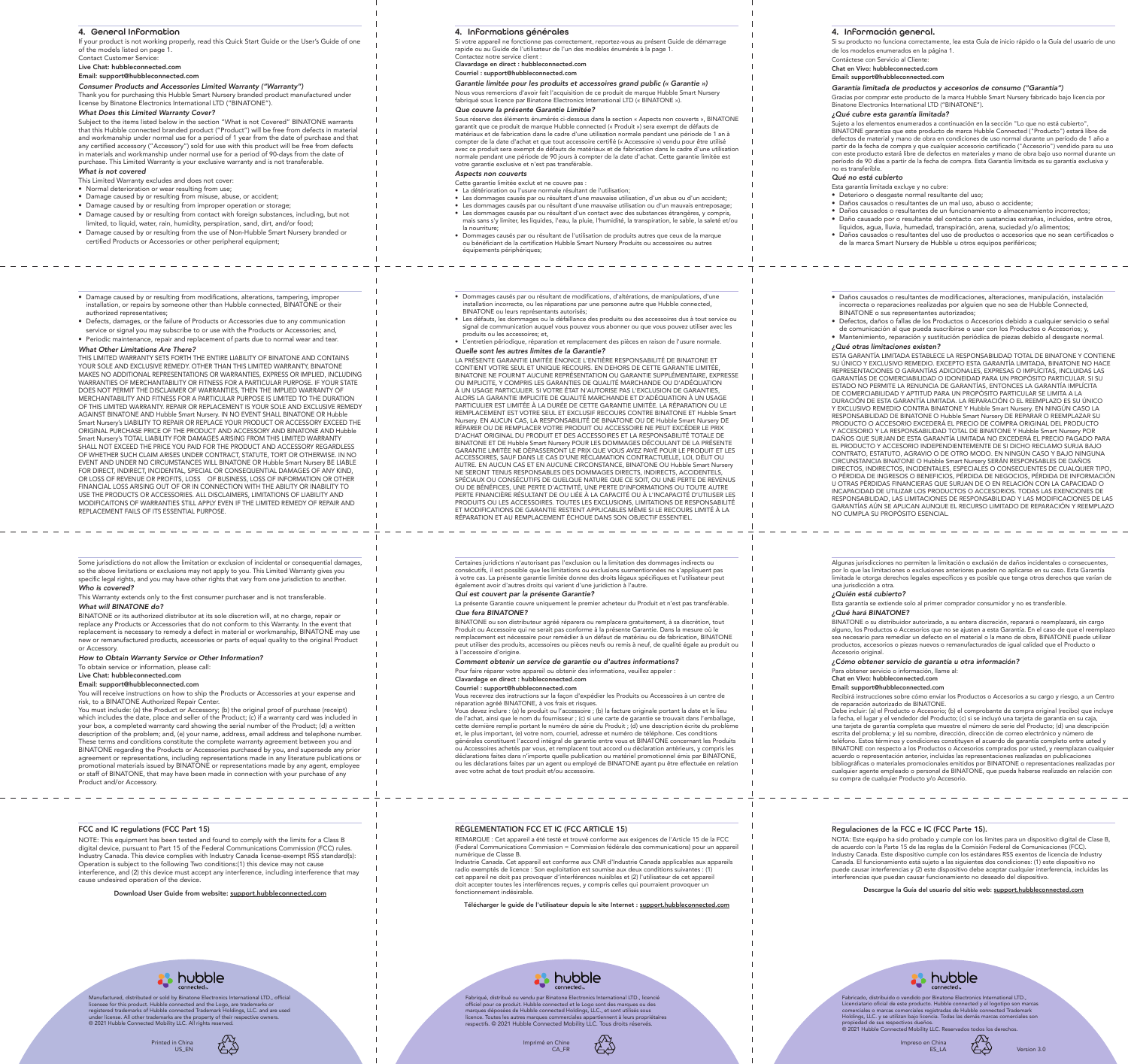## 4. General Information

If your product is not working properly, read this Quick Start Guide or the User's Guide of one of the models listed on page 1.

Contact Customer Service:

**Live Chat: hubbleconnected.com**

**Email: support@hubbleconnected.com**

### *Consumer Products and Accessories Limited Warranty ("Warranty")*

Thank you for purchasing this Hubble Smart Nursery branded product manufactured under license by Binatone Electronics International LTD ("BINATONE").

### *What Does this Limited Warranty Cover?*

Subject to the items listed below in the section "What is not Covered" BINATONE warrants that this Hubble connected branded product ("Product") will be free from defects in material and workmanship under normal use for a period of 1 year from the date of purchase and that any certified accessory ("Accessory") sold for use with this product will be free from defects in materials and workmanship under normal use for a period of 90-days from the date of purchase. This Limited Warranty is your exclusive warranty and is not transferable.

### *What is not covered*

This Limited Warranty excludes and does not cover:

- Normal deterioration or wear resulting from use;
- Damage caused by or resulting from misuse, abuse, or accident;
- Damage caused by or resulting from improper operation or storage;
- Damage caused by or resulting from contact with foreign substances, including, but not limited, to liquid, water, rain, humidity, perspiration, sand, dirt, and/or food;
- Damage caused by or resulting from the use of Non-Hubble Smart Nursery branded or certified Products or Accessories or other peripheral equipment;
- Damage caused by or resulting from modifications, alterations, tampering, improper installation, or repairs by someone other than Hubble connected, BINATONE or their authorized representatives;
- Defects, damages, or the failure of Products or Accessories due to any communication service or signal you may subscribe to or use with the Products or Accessories; and,
- Periodic maintenance, repair and replacement of parts due to normal wear and tear.

### *What Other Limitations Are There?*

THIS LIMITED WARRANTY SETS FORTH THE ENTIRE LIABILITY OF BINATONE AND CONTAINS YOUR SOLE AND EXCLUSIVE REMEDY. OTHER THAN THIS LIMITED WARRANTY, BINATONE MAKES NO ADDITIONAL REPRESENTATIONS OR WARRANTIES, EXPRESS OR IMPLIED, INCLUDING WARRANTIES OF MERCHANTABILITY OR FITNESS FOR A PARTICULAR PURPOSE. IF YOUR STATE DOES NOT PERMIT THE DISCLAIMER OF WARRANTIES, THEN THE IMPLIED WARRANTY OF MERCHANTABILITY AND FITNESS FOR A PARTICULAR PURPOSE IS LIMITED TO THE DURATION OF THIS LIMITED WARRANTY. REPAIR OR REPLACEMENT IS YOUR SOLE AND EXCLUSIVE REMEDY AGAINST BINATONE AND Hubble Smart Nursery. IN NO EVENT SHALL BINATONE OR Hubble Smart Nursery's LIABILITY TO REPAIR OR REPLACE YOUR PRODUCT OR ACCESSORY EXCEED THE ORIGINAL PURCHASE PRICE OF THE PRODUCT AND ACCESSORY AND BINATONE AND Hubble Smart Nursery's TOTAL LIABILITY FOR DAMAGES ARISING FROM THIS LIMITED WARRANTY SHALL NOT EXCEED THE PRICE YOU PAID FOR THE PRODUCT AND ACCESSORY REGARDLESS OF WHETHER SUCH CLAIM ARISES UNDER CONTRACT, STATUTE, TORT OR OTHERWISE. IN NO EVENT AND UNDER NO CIRCUMSTANCES WILL BINATONE OR Hubble Smart Nursery BE LIABLE FOR DIRECT, INDIRECT, INCIDENTAL, SPECIAL OR CONSEQUENTIAL DAMAGES OF ANY KIND, OR LOSS OF REVENUE OR PROFITS, LOSS OF BUSINESS, LOSS OF INFORMATION OR OTHER FINANCIAL LOSS ARISING OUT OF OR IN CONNECTION WITH THE ABILITY OR INABILITY TO USE THE PRODUCTS OR ACCESSORIES. ALL DISCLAIMERS, LIMITATIONS OF LIABILITY AND MODIFICAITONS OF WARRANTIES STILL APPLY EVEN IF THE LIMITED REMEDY OF REPAIR AND REPLACEMENT FAILS OF ITS ESSENTIAL PURPOSE.

Some jurisdictions do not allow the limitation or exclusion of incidental or consequential damages, so the above limitations or exclusions may not apply to you. This Limited Warranty gives you specific legal rights, and you may have other rights that vary from one jurisdiction to another.

### *Who is covered?*

This Warranty extends only to the first consumer purchaser and is not transferable.

### *What will BINATONE do?*

BINATONE or its authorized distributor at its sole discretion will, at no charge, repair or replace any Products or Accessories that do not conform to this Warranty. In the event that replacement is necessary to remedy a defect in material or workmanship, BINATONE may use new or remanufactured products, accessories or parts of equal quality to the original Product or Accessory.

### *How to Obtain Warranty Service or Other Information?*

To obtain service or information, please call:

**Live Chat: hubbleconnected.com**

**Email: support@hubbleconnected.com**

You will receive instructions on how to ship the Products or Accessories at your expense and risk, to a BINATONE Authorized Repair Center.

You must include: (a) the Product or Accessory; (b) the original proof of purchase (receipt) which includes the date, place and seller of the Product; (c) if a warranty card was included in your box, a completed warranty card showing the serial number of the Product; (d) a written description of the problem; and, (e) your name, address, email address and telephone number. These terms and conditions constitute the complete warranty agreement between you and BINATONE regarding the Products or Accessories purchased by you, and supersede any prior agreement or representations, including representations made in any literature publications or promotional materials issued by BINATONE or representations made by any agent, employee or staff of BINATONE, that may have been made in connection with your purchase of any Product and/or Accessory.

## FCC and IC regulations (FCC Part 15)

NOTE: This equipment has been tested and found to comply with the limits for a Class B digital device, pursuant to Part 15 of the Federal Communications Commission (FCC) rules. Industry Canada. This device complies with Industry Canada license-exempt RSS standard(s): Operation is subject to the following Two conditions:(1) this device may not cause interference, and (2) this device must accept any interference, including interference that may cause undesired operation of the device.

**Download User Guide from website: support.hubbleconnected.com**

hubble connected

Manufactured, distributed or sold by Binatone Electronics International LTD., official licensee for this product. Hubble connected and the Logo, are trademarks or registered trademarks of Hubble connected Trademark Holdings, LLC. and are used under license. All other trademarks are the property of their respective owners. © 2021 Hubble Connected Mobility LLC. All rights reserved.

Printed in China
US_EN

## 4. Informations générales

Si votre appareil ne fonctionne pas correctement, reportez-vous au présent Guide de démarrage rapide ou au Guide de l'utilisateur de l'un des modèles énumérés à la page 1.

Contactez notre service client :

**Clavardage en direct : hubbleconnected.com**

**Courriel : support@hubbleconnected.com**

### *Garantie limitée pour les produits et accessoires grand public (« Garantie »)*

Nous vous remercions d'avoir fait l'acquisition de ce produit de marque Hubble Smart Nursery fabriqué sous licence par Binatone Electronics International LTD (« BINATONE »).

### *Que couvre la présente Garantie Limitée?*

Sous réserve des éléments énumérés ci-dessous dans la section « Aspects non couverts », BINATONE garantit que ce produit de marque Hubble connected (« Produit ») sera exempt de défauts de matériaux et de fabrication dans le cadre d'une utilisation normale pendant une période de 1 an à compter de la date d'achat et que tout accessoire certifié (« Accessoire ») vendu pour être utilisé avec ce produit sera exempt de défauts de matériaux et de fabrication dans le cadre d'une utilisation normale pendant une période de 90 jours à compter de la date d'achat. Cette garantie limitée est votre garantie exclusive et n'est pas transférable.

### *Aspects non couverts*

Cette garantie limitée exclut et ne couvre pas :

- La détérioration ou l'usure normale résultant de l'utilisation;
- Les dommages causés par ou résultant d'une mauvaise utilisation, d'un abus ou d'un accident;
- Les dommages causés par ou résultant d'une mauvaise utilisation ou d'un mauvais entreposage;
- Les dommages causés par ou résultant d'un contact avec des substances étrangères, y compris, mais sans s'y limiter, les liquides, l'eau, la pluie, l'humidité, la transpiration, le sable, la saleté et/ou la nourriture;
- Dommages causés par ou résultant de l'utilisation de produits autres que ceux de la marque ou bénéficiant de la certification Hubble Smart Nursery Produits ou accessoires ou autres équipements périphériques;
- Dommages causés par ou résultant de modifications, d'altérations, de manipulations, d'une installation incorrecte, ou les réparations par une personne autre que Hubble connected, BINATONE ou leurs représentants autorisés;
- Les défauts, les dommages ou la défaillance des produits ou des accessoires dus à tout service ou signal de communication auquel vous pouvez vous abonner ou que vous pouvez utiliser avec les produits ou les accessoires; et,
- L'entretien périodique, réparation et remplacement des pièces en raison de l'usure normale.

### *Quelle sont les autres limites de la Garantie?*

LA PRÉSENTE GARANTIE LIMITÉE ÉNONCE L'ENTIÈRE RESPONSABILITÉ DE BINATONE ET CONTIENT VOTRE SEUL ET UNIQUE RECOURS. EN DEHORS DE CETTE GARANTIE LIMITÉE, BINATONE NE FOURNIT AUCUNE REPRÉSENTATION OU GARANTIE SUPPLÉMENTAIRE, EXPRESSE OU IMPLICITE, Y COMPRIS LES GARANTIES DE QUALITÉ MARCHANDE OU D'ADÉQUATION À UN USAGE PARTICULIER. SI VOTRE ÉTAT N'AUTORISE PAS L'EXCLUSION DE GARANTIES, ALORS LA GARANTIE IMPLICITE DE QUALITÉ MARCHANDE ET D'ADÉQUATION À UN USAGE PARTICULIER EST LIMITÉE À LA DURÉE DE CETTE GARANTIE LIMITÉE. LA RÉPARATION OU LE REMPLACEMENT EST VOTRE SEUL ET EXCLUSIF RECOURS CONTRE BINATONE ET Hubble Smart Nursery. EN AUCUN CAS, LA RESPONSABILITÉ DE BINATONE OU DE Hubble Smart Nursery DE RÉPARER OU DE REMPLACER VOTRE PRODUIT OU ACCESSOIRE NE PEUT EXCÉDER LE PRIX D'ACHAT ORIGINAL DU PRODUIT ET DES ACCESSOIRES ET LA RESPONSABILITÉ TOTALE DE BINATONE ET DE Hubble Smart Nursery POUR LES DOMMAGES DÉCOULANT DE LA PRÉSENTE GARANTIE LIMITÉE NE DÉPASSERONT LE PRIX QUE VOUS AVEZ PAYÉ POUR LE PRODUIT ET LES ACCESSOIRES, SAUF DANS LE CAS D'UNE RÉCLAMATION CONTRACTUELLE, LOI, DÉLIT OU AUTRE. EN AUCUN CAS ET EN AUCUNE CIRCONSTANCE, BINATONE OU Hubble Smart Nursery NE SERONT TENUS RESPONSABLES DES DOMMAGES DIRECTS, INDIRECTS, ACCIDENTELS, SPÉCIAUX OU CONSÉCUTIFS DE QUELQUE NATURE QUE CE SOIT, OU UNE PERTE DE REVENUS OU DE BÉNÉFICES, UNE PERTE D'ACTIVITÉ, UNE PERTE D'INFORMATIONS OU TOUTE AUTRE PERTE FINANCIÈRE RÉSULTANT DE OU LIÉE À LA CAPACITÉ OU À L'INCAPACITÉ D'UTILISER LES PRODUITS OU LES ACCESSOIRES. TOUTES LES EXCLUSIONS, LIMITATIONS DE RESPONSABILITÉ ET MODIFICATIONS DE GARANTIE RESTENT APPLICABLES MÊME SI LE RECOURS LIMITÉ À LA RÉPARATION ET AU REMPLACEMENT ÉCHOUE DANS SON OBJECTIF ESSENTIEL.

Certaines juridictions n'autorisant pas l'exclusion ou la limitation des dommages indirects ou consécutifs, il est possible que les limitations ou exclusions susmentionnées ne s'appliquent pas à votre cas. La présente garantie limitée donne des droits légaux spécifiques et l'utilisateur peut également avoir d'autres droits qui varient d'une juridiction à l'autre.

### *Qui est couvert par la présente Garantie?*

La présente Garantie couvre uniquement le premier acheteur du Produit et n'est pas transférable.

### *Que fera BINATONE?*

BINATONE ou son distributeur agréé réparera ou remplacera gratuitement, à sa discrétion, tout Produit ou Accessoire qui ne serait pas conforme à la présente Garantie. Dans la mesure où le remplacement est nécessaire pour remédier à un défaut de matériau ou de fabrication, BINATONE peut utiliser des produits, accessoires ou pièces neufs ou remis à neuf, de qualité égale au produit ou à l'accessoire d'origine.

### *Comment obtenir un service de garantie ou d'autres informations?*

Pour faire réparer votre appareil ou obtenir des informations, veuillez appeler :

**Clavardage en direct : hubbleconnected.com**

**Courriel : support@hubbleconnected.com**

Vous recevrez des instructions sur la façon d'expédier les Produits ou Accessoires à un centre de réparation agréé BINATONE, à vos frais et risques.

Vous devez inclure : (a) le produit ou l'accessoire ; (b) la facture originale portant la date et le lieu de l'achat, ainsi que le nom du fournisseur ; (c) si une carte de garantie se trouvait dans l'emballage, cette dernière remplie portant le numéro de série du Produit ; (d) une description écrite du problème et, le plus important, (e) votre nom, courriel, adresse et numéro de téléphone. Ces conditions générales constituent l'accord intégral de garantie entre vous et BINATONE concernant les Produits ou Accessoires achetés par vous, et remplacent tout accord ou déclaration antérieurs, y compris les déclarations faites dans n'importe quelle publication ou matériel promotionnel émis par BINATONE, ou les déclarations faites par un agent ou employé de BINATONE ayant pu être effectuée en relation avec votre achat de tout produit et/ou accessoire.

## RÉGLEMENTATION FCC ET IC (FCC ARTICLE 15)

REMARQUE : Cet appareil a été testé et trouvé conforme aux exigences de l'Article 15 de la FCC (Federal Communications Commission = Commission fédérale des communications) pour un appareil numérique de Classe B.

Industrie Canada. Cet appareil est conforme aux CNR d'Industrie Canada applicables aux appareils radio exemptés de licence : Son exploitation est soumise aux deux conditions suivantes : (1) cet appareil ne doit pas provoquer d'interférences nuisibles et (2) l'utilisateur de cet appareil doit accepter toutes les interférences reçues, y compris celles qui pourraient provoquer un fonctionnement indésirable.

**Télécharger le guide de l'utilisateur depuis le site Internet : support.hubbleconnected.com**

hubble connected

Fabriqué, distribué ou vendu par Binatone Electronics International LTD., licencié officiel pour ce produit. Hubble connected et le Logo sont des marques ou des marques déposées de Hubble connected Holdings, LLC., et sont utilisés sous licence. Toutes les autres marques commerciales appartiennent à leurs propriétaires respectifs. © 2021 Hubble Connected Mobility LLC. Tous droits réservés.

Imprimé en Chine
CA_FR

## 4. Información general.

Si su producto no funciona correctamente, lea esta Guía de inicio rápido o la Guía del usuario de uno de los modelos enumerados en la página 1.

Contáctese con Servicio al Cliente:

**Chat en Vivo: hubbleconnected.com**

**Email: support@hubbleconnected.com**

### *Garantía limitada de productos y accesorios de consumo ("Garantía")*

Gracias por comprar este producto de la marca Hubble Smart Nursery fabricado bajo licencia por Binatone Electronics International LTD ("BINATONE").

### *¿Qué cubre esta garantía limitada?*

Sujeto a los elementos enumerados a continuación en la sección "Lo que no está cubierto", BINATONE garantiza que este producto de marca Hubble Connected ("Producto") estará libre de defectos de material y mano de obra en condiciones de uso normal durante un período de 1 año a partir de la fecha de compra y que cualquier accesorio certificado ("Accesorio") vendido para su uso con este producto estará libre de defectos en materiales y mano de obra bajo uso normal durante un período de 90 días a partir de la fecha de compra. Esta Garantía limitada es su garantía exclusiva y no es transferible.

### *Qué no está cubierto*

Esta garantía limitada excluye y no cubre:

- Deterioro o desgaste normal resultante del uso;
- Daños causados o resultantes de un mal uso, abuso o accidente;
- Daños causados o resultantes de un funcionamiento o almacenamiento incorrectos;
- Daño causado por o resultante del contacto con sustancias extrañas, incluidos, entre otros, líquidos, agua, lluvia, humedad, transpiración, arena, suciedad y/o alimentos;
- Daños causados o resultantes del uso de productos o accesorios que no sean certificados o de la marca Smart Nursery de Hubble u otros equipos periféricos;
- Daños causados o resultantes de modificaciones, alteraciones, manipulación, instalación incorrecta o reparaciones realizadas por alguien que no sea de Hubble Connected, BINATONE o sus representantes autorizados;
- Defectos, daños o fallas de los Productos o Accesorios debido a cualquier servicio o señal de comunicación al que pueda suscribirse o usar con los Productos o Accesorios; y,
- Mantenimiento, reparación y sustitución periódica de piezas debido al desgaste normal.

### *¿Qué otras limitaciones existen?*

ESTA GARANTÍA LIMITADA ESTABLECE LA RESPONSABILIDAD TOTAL DE BINATONE Y CONTIENE SU ÚNICO Y EXCLUSIVO REMEDIO. EXCEPTO ESTA GARANTÍA LIMITADA, BINATONE NO HACE REPRESENTACIONES O GARANTÍAS ADICIONALES, EXPRESAS O IMPLÍCITAS, INCLUIDAS LAS GARANTÍAS DE COMERCIABILIDAD O IDONEIDAD PARA UN PROPÓSITO PARTICULAR. SI SU ESTADO NO PERMITE LA RENUNCIA DE GARANTÍAS, ENTONCES LA GARANTÍA IMPLÍCITA DE COMERCIABILIDAD Y APTITUD PARA UN PROPÓSITO PARTICULAR SE LIMITA A LA DURACIÓN DE ESTA GARANTÍA LIMITADA. LA REPARACIÓN O EL REEMPLAZO ES SU ÚNICO Y EXCLUSIVO REMEDIO CONTRA BINATONE Y Hubble Smart Nursery. EN NINGÚN CASO LA RESPONSABILIDAD DE BINATONE O Hubble Smart Nursery DE REPARAR O REEMPLAZAR SU PRODUCTO O ACCESORIO EXCEDERÁ EL PRECIO DE COMPRA ORIGINAL DEL PRODUCTO Y ACCESORIO Y LA RESPONSABILIDAD TOTAL DE BINATONE Y Hubble Smart Nursery POR DAÑOS QUE SURJAN DE ESTA GARANTÍA LIMITADA NO EXCEDERÁ EL PRECIO PAGADO PARA EL PRODUCTO Y ACCESORIO INDEPENDIENTEMENTE DE SI DICHO RECLAMO SURJA BAJO CONTRATO, ESTATUTO, AGRAVIO O DE OTRO MODO. EN NINGÚN CASO Y BAJO NINGUNA CIRCUNSTANCIA BINATONE O Hubble Smart Nursery SERÁN RESPONSABLES DE DAÑOS DIRECTOS, INDIRECTOS, INCIDENTALES, ESPECIALES O CONSECUENTES DE CUALQUIER TIPO, O PÉRDIDA DE INGRESOS O BENEFICIOS, PÉRDIDA DE NEGOCIOS, PÉRDIDA DE INFORMACIÓN U OTRAS PÉRDIDAS FINANCIERAS QUE SURJAN DE O EN RELACIÓN CON LA CAPACIDAD O INCAPACIDAD DE UTILIZAR LOS PRODUCTOS O ACCESORIOS. TODAS LAS EXENCIONES DE RESPONSABILIDAD, LAS LIMITACIONES DE RESPONSABILIDAD Y LAS MODIFICACIONES DE LAS GARANTÍAS AÚN SE APLICAN AUNQUE EL RECURSO LIMITADO DE REPARACIÓN Y REEMPLAZO NO CUMPLA SU PROPÓSITO ESENCIAL.

Algunas jurisdicciones no permiten la limitación o exclusión de daños incidentales o consecuentes, por lo que las limitaciones o exclusiones anteriores pueden no aplicarse en su caso. Esta Garantía limitada le otorga derechos legales específicos y es posible que tenga otros derechos que varían de una jurisdicción a otra.

### *¿Quién está cubierto?*

Esta garantía se extiende solo al primer comprador consumidor y no es transferible.

### *¿Qué hará BINATONE?*

BINATONE o su distribuidor autorizado, a su entera discreción, reparará o reemplazará, sin cargo alguno, los Productos o Accesorios que no se ajusten a esta Garantía. En el caso de que el reemplazo sea necesario para remediar un defecto en el material o la mano de obra, BINATONE puede utilizar productos, accesorios o piezas nuevos o remanufacturados de igual calidad que el Producto o Accesorio original.

### *¿Cómo obtener servicio de garantía u otra información?*

Para obtener servicio o información, llame al:

**Chat en Vivo: hubbleconnected.com**

**Email: support@hubbleconnected.com**

Recibirá instrucciones sobre cómo enviar los Productos o Accesorios a su cargo y riesgo, a un Centro de reparación autorizado de BINATONE.

Debe incluir: (a) el Producto o Accesorio; (b) el comprobante de compra original (recibo) que incluye la fecha, el lugar y el vendedor del Producto; (c) si se incluyó una tarjeta de garantía en su caja, una tarjeta de garantía completa que muestre el número de serie del Producto; (d) una descripción escrita del problema; y (e) su nombre, dirección, dirección de correo electrónico y número de teléfono. Estos términos y condiciones constituyen el acuerdo de garantía completo entre usted y BINATONE con respecto a los Productos o Accesorios comprados por usted, y reemplazan cualquier acuerdo o representación anterior, incluidas las representaciones realizadas en publicaciones bibliográficas o materiales promocionales emitidos por BINATONE o representaciones realizadas por cualquier agente empleado o personal de BINATONE, que pueda haberse realizado en relación con su compra de cualquier Producto y/o Accesorio.

## Regulaciones de la FCC e IC (FCC Parte 15).

NOTA: Este equipo ha sido probado y cumple con los límites para un dispositivo digital de Clase B, de acuerdo con la Parte 15 de las reglas de la Comisión Federal de Comunicaciones (FCC). Industry Canada. Este dispositivo cumple con los estándares RSS exentos de licencia de Industry Canada. El funcionamiento está sujeto a las siguientes dos condiciones: (1) este dispositivo no puede causar interferencias y (2) este dispositivo debe aceptar cualquier interferencia, incluidas las interferencias que puedan causar funcionamiento no deseado del dispositivo.

**Descargue la Guía del usuario del sitio web: support.hubbleconnected.com**

hubble connected

Fabricado, distribuido o vendido por Binatone Electronics International LTD., Licenciatario oficial de este producto. Hubble connected y el logotipo son marcas comerciales o marcas comerciales registradas de Hubble connected Trademark Holdings, LLC. y se utilizan bajo licencia. Todas las demás marcas comerciales son propiedad de sus respectivos dueños.
© 2021 Hubble Connected Mobility LLC. Reservados todos los derechos.

Impreso en China
ES_LA

Version 3.0